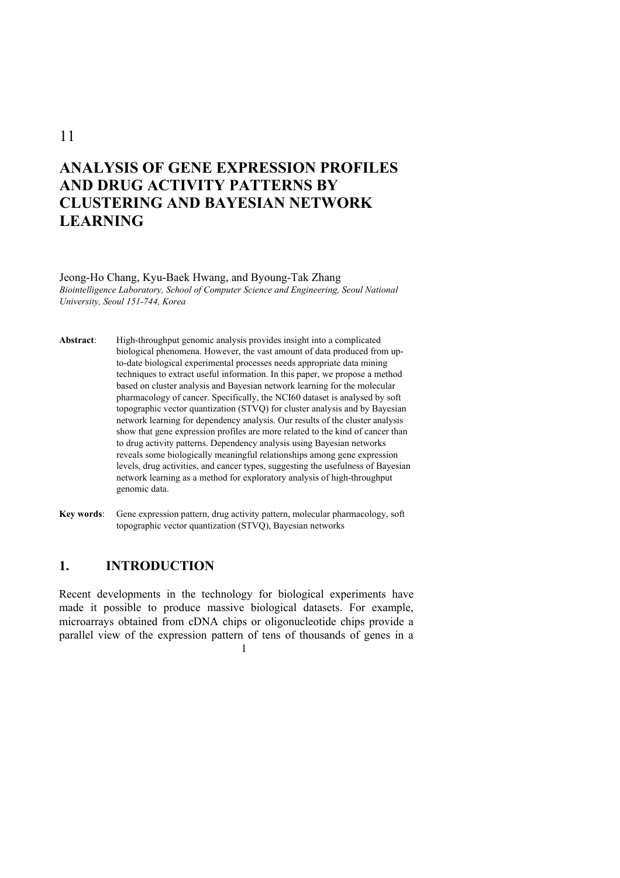11

# ANALYSIS OF GENE EXPRESSION PROFILES AND DRUG ACTIVITY PATTERNS BY CLUSTERING AND BAYESIAN NETWORK LEARNING

Jeong-Ho Chang, Kyu-Baek Hwang, and Byoung-Tak Zhang

*Biointelligence Laboratory, School of Computer Science and Engineering, Seoul National University, Seoul 151-744, Korea*

**Abstract**: High-throughput genomic analysis provides insight into a complicated biological phenomena. However, the vast amount of data produced from up-to-date biological experimental processes needs appropriate data mining techniques to extract useful information. In this paper, we propose a method based on cluster analysis and Bayesian network learning for the molecular pharmacology of cancer. Specifically, the NCI60 dataset is analysed by soft topographic vector quantization (STVQ) for cluster analysis and by Bayesian network learning for dependency analysis. Our results of the cluster analysis show that gene expression profiles are more related to the kind of cancer than to drug activity patterns. Dependency analysis using Bayesian networks reveals some biologically meaningful relationships among gene expression levels, drug activities, and cancer types, suggesting the usefulness of Bayesian network learning as a method for exploratory analysis of high-throughput genomic data.

**Key words**: Gene expression pattern, drug activity pattern, molecular pharmacology, soft topographic vector quantization (STVQ), Bayesian networks

## 1. INTRODUCTION

Recent developments in the technology for biological experiments have made it possible to produce massive biological datasets. For example, microarrays obtained from cDNA chips or oligonucleotide chips provide a parallel view of the expression pattern of tens of thousands of genes in a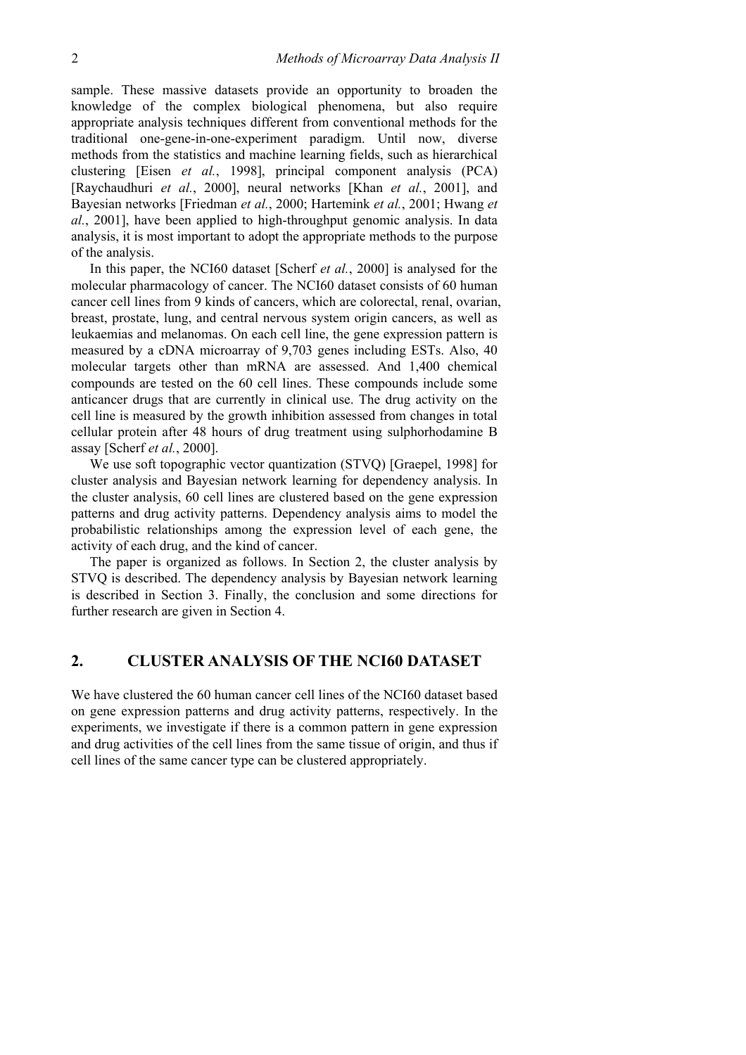sample. These massive datasets provide an opportunity to broaden the knowledge of the complex biological phenomena, but also require appropriate analysis techniques different from conventional methods for the traditional one-gene-in-one-experiment paradigm. Until now, diverse methods from the statistics and machine learning fields, such as hierarchical clustering [Eisen *et al.*, 1998], principal component analysis (PCA) [Raychaudhuri *et al.*, 2000], neural networks [Khan *et al.*, 2001], and Bayesian networks [Friedman *et al.*, 2000; Hartemink *et al.*, 2001; Hwang *et al.*, 2001], have been applied to high-throughput genomic analysis. In data analysis, it is most important to adopt the appropriate methods to the purpose of the analysis.

In this paper, the NCI60 dataset [Scherf *et al.*, 2000] is analysed for the molecular pharmacology of cancer. The NCI60 dataset consists of 60 human cancer cell lines from 9 kinds of cancers, which are colorectal, renal, ovarian, breast, prostate, lung, and central nervous system origin cancers, as well as leukaemias and melanomas. On each cell line, the gene expression pattern is measured by a cDNA microarray of 9,703 genes including ESTs. Also, 40 molecular targets other than mRNA are assessed. And 1,400 chemical compounds are tested on the 60 cell lines. These compounds include some anticancer drugs that are currently in clinical use. The drug activity on the cell line is measured by the growth inhibition assessed from changes in total cellular protein after 48 hours of drug treatment using sulphorhodamine B assay [Scherf *et al.*, 2000].

We use soft topographic vector quantization (STVQ) [Graepel, 1998] for cluster analysis and Bayesian network learning for dependency analysis. In the cluster analysis, 60 cell lines are clustered based on the gene expression patterns and drug activity patterns. Dependency analysis aims to model the probabilistic relationships among the expression level of each gene, the activity of each drug, and the kind of cancer.

The paper is organized as follows. In Section 2, the cluster analysis by STVQ is described. The dependency analysis by Bayesian network learning is described in Section 3. Finally, the conclusion and some directions for further research are given in Section 4.

## 2. CLUSTER ANALYSIS OF THE NCI60 DATASET

We have clustered the 60 human cancer cell lines of the NCI60 dataset based on gene expression patterns and drug activity patterns, respectively. In the experiments, we investigate if there is a common pattern in gene expression and drug activities of the cell lines from the same tissue of origin, and thus if cell lines of the same cancer type can be clustered appropriately.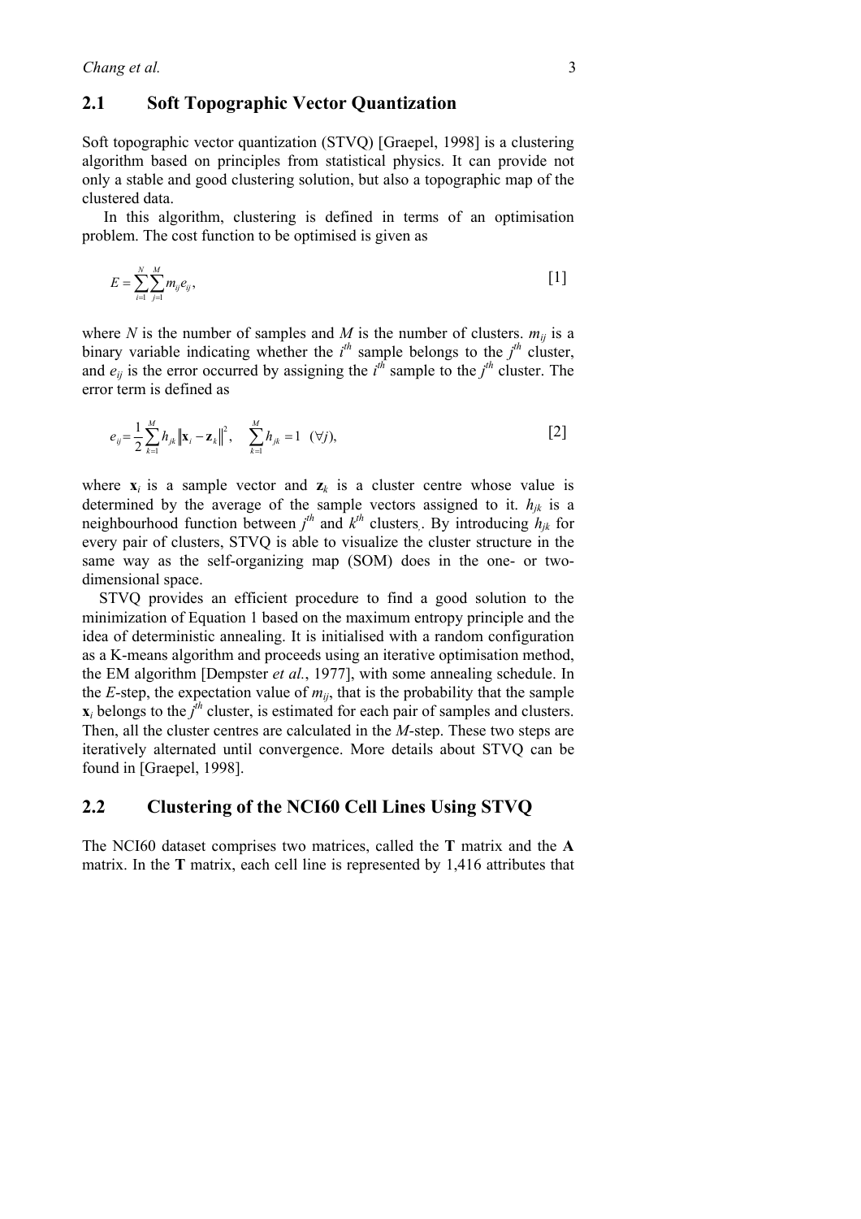## 2.1 Soft Topographic Vector Quantization

Soft topographic vector quantization (STVQ) [Graepel, 1998] is a clustering algorithm based on principles from statistical physics. It can provide not only a stable and good clustering solution, but also a topographic map of the clustered data.

In this algorithm, clustering is defined in terms of an optimisation problem. The cost function to be optimised is given as

$$E = \sum_{i=1}^{N} \sum_{j=1}^{M} m_{ij} e_{ij}, \tag{1}$$

where $N$ is the number of samples and $M$ is the number of clusters. $m_{ij}$ is a binary variable indicating whether the $i^{th}$ sample belongs to the $j^{th}$ cluster, and $e_{ij}$ is the error occurred by assigning the $i^{th}$ sample to the $j^{th}$ cluster. The error term is defined as

$$e_{ij} = \frac{1}{2} \sum_{k=1}^{M} h_{jk} \left\| \mathbf{x}_i - \mathbf{z}_k \right\|^2, \quad \sum_{k=1}^{M} h_{jk} = 1 \ \ (\forall j), \tag{2}$$

where $\mathbf{x}_i$ is a sample vector and $\mathbf{z}_k$ is a cluster centre whose value is determined by the average of the sample vectors assigned to it. $h_{jk}$ is a neighbourhood function between $j^{th}$ and $k^{th}$ clusters. By introducing $h_{jk}$ for every pair of clusters, STVQ is able to visualize the cluster structure in the same way as the self-organizing map (SOM) does in the one- or two-dimensional space.

STVQ provides an efficient procedure to find a good solution to the minimization of Equation 1 based on the maximum entropy principle and the idea of deterministic annealing. It is initialised with a random configuration as a K-means algorithm and proceeds using an iterative optimisation method, the EM algorithm [Dempster *et al.*, 1977], with some annealing schedule. In the *E*-step, the expectation value of $m_{ij}$, that is the probability that the sample $\mathbf{x}_i$ belongs to the $j^{th}$ cluster, is estimated for each pair of samples and clusters. Then, all the cluster centres are calculated in the *M*-step. These two steps are iteratively alternated until convergence. More details about STVQ can be found in [Graepel, 1998].

## 2.2 Clustering of the NCI60 Cell Lines Using STVQ

The NCI60 dataset comprises two matrices, called the **T** matrix and the **A** matrix. In the **T** matrix, each cell line is represented by 1,416 attributes that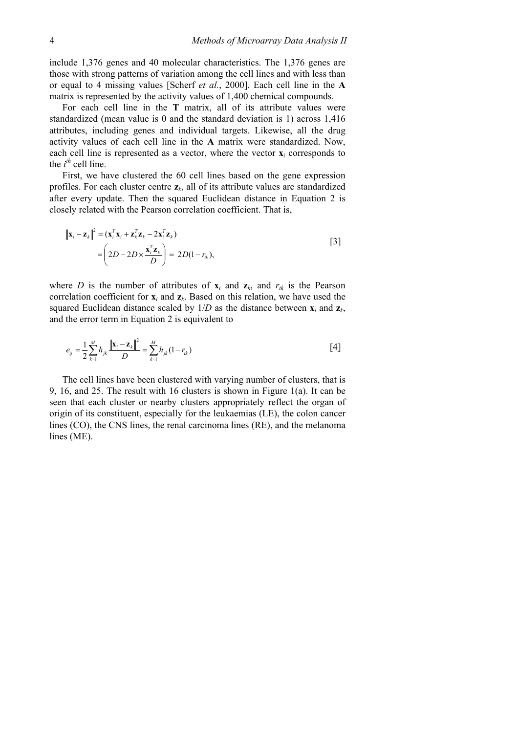include 1,376 genes and 40 molecular characteristics. The 1,376 genes are those with strong patterns of variation among the cell lines and with less than or equal to 4 missing values [Scherf *et al.*, 2000]. Each cell line in the **A** matrix is represented by the activity values of 1,400 chemical compounds.

For each cell line in the **T** matrix, all of its attribute values were standardized (mean value is 0 and the standard deviation is 1) across 1,416 attributes, including genes and individual targets. Likewise, all the drug activity values of each cell line in the **A** matrix were standardized. Now, each cell line is represented as a vector, where the vector $\mathbf{x}_i$ corresponds to the $i^{th}$ cell line.

First, we have clustered the 60 cell lines based on the gene expression profiles. For each cluster centre $\mathbf{z}_k$, all of its attribute values are standardized after every update. Then the squared Euclidean distance in Equation 2 is closely related with the Pearson correlation coefficient. That is,

$$\begin{aligned} \left\|\mathbf{x}_i - \mathbf{z}_k\right\|^2 &= (\mathbf{x}_i^T\mathbf{x}_i + \mathbf{z}_k^T\mathbf{z}_k - 2\mathbf{x}_i^T\mathbf{z}_k) \\ &= \left(2D - 2D \times \frac{\mathbf{x}_i^T\mathbf{z}_k}{D}\right) = 2D(1 - r_{ik}), \end{aligned} \qquad [3]$$

where $D$ is the number of attributes of $\mathbf{x}_i$ and $\mathbf{z}_k$, and $r_{ik}$ is the Pearson correlation coefficient for $\mathbf{x}_i$ and $\mathbf{z}_k$. Based on this relation, we have used the squared Euclidean distance scaled by $1/D$ as the distance between $\mathbf{x}_i$ and $\mathbf{z}_k$, and the error term in Equation 2 is equivalent to

$$e_{ij} = \frac{1}{2}\sum_{k=1}^{M} h_{jk} \frac{\left\|\mathbf{x}_i - \mathbf{z}_k\right\|^2}{D} = \sum_{k=1}^{M} h_{jk}(1 - r_{ik}) \qquad [4]$$

The cell lines have been clustered with varying number of clusters, that is 9, 16, and 25. The result with 16 clusters is shown in Figure 1(a). It can be seen that each cluster or nearby clusters appropriately reflect the organ of origin of its constituent, especially for the leukaemias (LE), the colon cancer lines (CO), the CNS lines, the renal carcinoma lines (RE), and the melanoma lines (ME).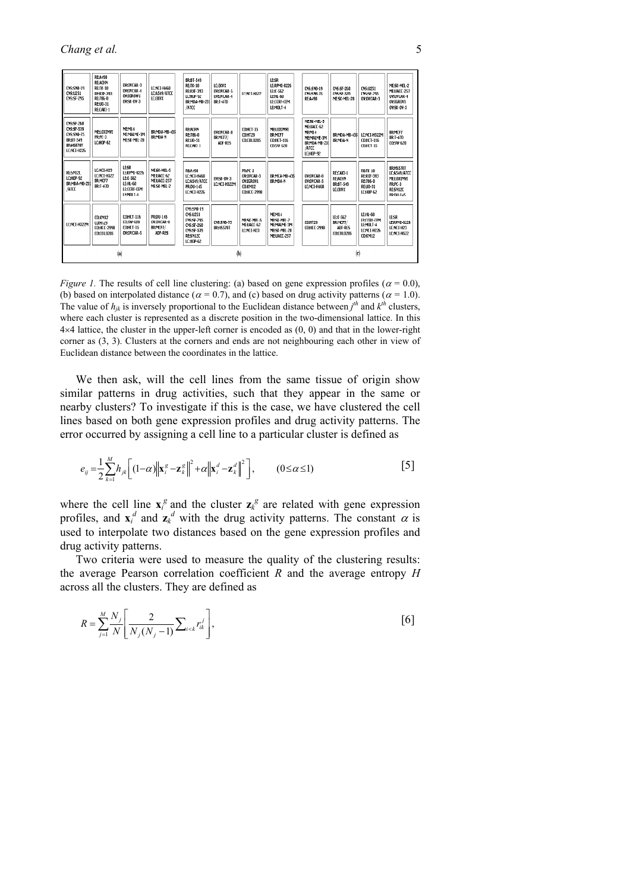| | | | |
|---|---|---|---|
| CNS:SNB-19<br>CNS:U251<br>CNS:SF-295 | RE:A498<br>RE:ACHN<br>RE:TK-10<br>RE:RXF-393<br>RE:786-0<br>RE:UO-31<br>RE:CAKI-1 | OV:OVCAR-3<br>OV:OVCAR-4<br>OV:IGROV1<br>OV:SK-OV-3 | LC:NCI-H460<br>LC:A549/ATCC<br>LC:EKVX |
| CNS:SF-268<br>CNS:SF-539<br>CNS:SNB-75<br>BR:BT-549<br>BR:HS578T<br>LC:NCI-H226 | ME:LOXIMVI<br>PR:PC-3<br>LC:HOP-62 | ME:M14<br>ME:MALME-3M<br>ME:SK-MEL-28 | BR:MDA-MB-435<br>BR:MDA-N |
| RE:SN12C<br>LC:HOP-92<br>BR:MDA-MB-231/ATCC | LC:NCI-H23<br>LC:NCI-H522<br>BR:MCF7<br>BR:T-47D | LE:SR<br>LE:RPMI-8226<br>LE:K-562<br>LE:HL-60<br>LE:CCRF-CEM<br>LE:MOLT-4 | ME:SK-MEL-5<br>ME:UACC-62<br>ME:UACC-257<br>ME:SK-MEL-2 |
| LC:NCI-H322M | CO:KM12<br>CO:HT29<br>CO:HCC-2998<br>CO:COLO205 | CO:HCT-116<br>CO:SW-620<br>CO:HCT-15<br>OV:OVCAR-5 | PR:DU-145<br>OV:OVCAR-8<br>BR:MCF7/ADF-RES |

(a)

| | | | |
|---|---|---|---|
| BR:BT-549<br>RE:TK-10<br>RE:RXF-393<br>LC:HOP-92<br>BR:MDA-MB-231/ATCC | LC:EKVX<br>OV:OVCAR-5<br>OV:OVCAR-4<br>BR:T-47D | LC:NCI-H522 | LE:SR<br>LE:RPMI-8226<br>LE:K-562<br>LE:HL-60<br>LE:CCRF-CEM<br>LE:MOLT-4 |
| RE:ACHN<br>RE:786-0<br>RE:UO-31<br>RE:CAKI-1 | OV:OVCAR-8<br>BR:MCF7/ADF-RES | CO:HCT-15<br>CO:HT29<br>CO:COLO205 | ME:LOXIMVI<br>BR:MCF7<br>CO:HCT-116<br>CO:SW-620 |
| RE:A498<br>LC:NCI-H460<br>LC:A549/ATCC<br>PR:DU-145<br>LC:NCI-H226 | OV:SK-OV-3<br>LC:NCI-H322M | PR:PC-3<br>OV:OVCAR-3<br>OV:IGROV1<br>CO:KM12<br>CO:HCC-2998 | BR:MDA-MB-435<br>BR:MDA-N |
| CNS:SNB-19<br>CNS:U251<br>CNS:SF-295<br>CNS:SF-268<br>CNS:SF-539<br>RE:SN12C<br>LC:HOP-62 | CNS:SNB-75<br>BR:HS578T | ME:SK-MEL-5<br>ME:UACC-62<br>LC:NCI-H23 | ME:M14<br>ME:SK-MEL-2<br>ME:MALME-3M<br>ME:SK-MEL-28<br>ME:UACC-257 |

(b)

| | | | |
|---|---|---|---|
| CNS:SNB-19<br>CNS:SNB-75<br>RE:A498 | CNS:SF-268<br>CNS:SF-539<br>ME:SK-MEL-28 | CNS:U251<br>CNS:SF-295<br>OV:OVCAR-3 | ME:SK-MEL-2<br>ME:UACC-257<br>OV:OVCAR-4<br>OV:IGROV1<br>OV:SK-OV-3 |
| ME:SK-MEL-5<br>ME:UACC-62<br>ME:M14<br>ME:MALME-3M<br>BR:MDA-MB-231/ATCC<br>LC:HOP-92 | BR:MDA-MB-435<br>BR:MDA-N | LC:NCI-H322M<br>CO:HCT-116<br>CO:HCT-15 | BR:MCF7<br>BR:T-47D<br>CO:SW-620 |
| OV:OVCAR-8<br>OV:OVCAR-5<br>LC:NCI-H460 | RE:CAKI-1<br>RE:ACHN<br>BR:BT-549<br>LC:EKVX | RE:TK-10<br>RE:RXF-393<br>RE:786-0<br>RE:UO-31<br>LC:HOP-62 | BR:HS578T<br>LC:A549/ATCC<br>ME:LOXIMVI<br>PR:PC-3<br>RE:SN12C<br>PR:DU-145 |
| CO:HT29<br>CO:HCC-2998 | LE:K-562<br>BR:MCF7/ADF-RES<br>CO:COLO205 | LE:HL-60<br>LE:CCRF-CEM<br>LE:MOLT-4<br>LC:NCI-H226<br>CO:KM12 | LE:SR<br>LE:RPMI-8226<br>LC:NCI-H23<br>LC:NCI-H522 |

(c)

*Figure 1.* The results of cell line clustering: (a) based on gene expression profiles ($\alpha = 0.0$), (b) based on interpolated distance ($\alpha = 0.7$), and (c) based on drug activity patterns ($\alpha = 1.0$). The value of $h_{jk}$ is inversely proportional to the Euclidean distance between $j^{th}$ and $k^{th}$ clusters, where each cluster is represented as a discrete position in the two-dimensional lattice. In this 4×4 lattice, the cluster in the upper-left corner is encoded as (0, 0) and that in the lower-right corner as (3, 3). Clusters at the corners and ends are not neighbouring each other in view of Euclidean distance between the coordinates in the lattice.

We then ask, will the cell lines from the same tissue of origin show similar patterns in drug activities, such that they appear in the same or nearby clusters? To investigate if this is the case, we have clustered the cell lines based on both gene expression profiles and drug activity patterns. The error occurred by assigning a cell line to a particular cluster is defined as

$$e_{ij} = \frac{1}{2}\sum_{k=1}^{M} h_{jk}\left[(1-\alpha)\left\|\mathbf{x}_i^g - \mathbf{z}_k^g\right\|^2 + \alpha\left\|\mathbf{x}_i^d - \mathbf{z}_k^d\right\|^2\right], \qquad (0 \le \alpha \le 1) \qquad [5]$$

where the cell line $\mathbf{x}_i^g$ and the cluster $\mathbf{z}_k^g$ are related with gene expression profiles, and $\mathbf{x}_i^d$ and $\mathbf{z}_k^d$ with the drug activity patterns. The constant $\alpha$ is used to interpolate two distances based on the gene expression profiles and drug activity patterns.

Two criteria were used to measure the quality of the clustering results: the average Pearson correlation coefficient $R$ and the average entropy $H$ across all the clusters. They are defined as

$$R = \sum_{j=1}^{M} \frac{N_j}{N}\left[\frac{2}{N_j(N_j - 1)}\sum\nolimits_{i<k} r_{ik}^j\right], \qquad [6]$$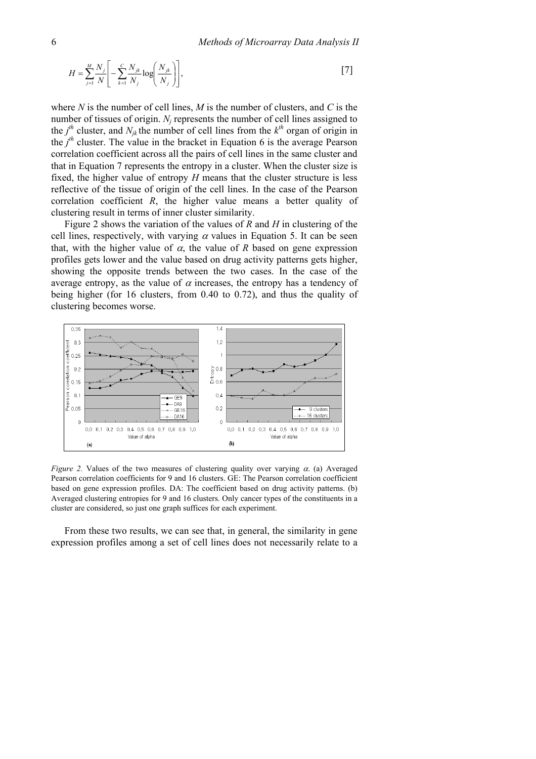$$H = \sum_{j=1}^{M} \frac{N_j}{N} \left[ -\sum_{k=1}^{C} \frac{N_{jk}}{N_j} \log\left( \frac{N_{jk}}{N_j} \right) \right], \qquad [7]$$

where $N$ is the number of cell lines, $M$ is the number of clusters, and $C$ is the number of tissues of origin. $N_j$ represents the number of cell lines assigned to the $j^{th}$ cluster, and $N_{jk}$ the number of cell lines from the $k^{th}$ organ of origin in the $j^{th}$ cluster. The value in the bracket in Equation 6 is the average Pearson correlation coefficient across all the pairs of cell lines in the same cluster and that in Equation 7 represents the entropy in a cluster. When the cluster size is fixed, the higher value of entropy $H$ means that the cluster structure is less reflective of the tissue of origin of the cell lines. In the case of the Pearson correlation coefficient $R$, the higher value means a better quality of clustering result in terms of inner cluster similarity.

Figure 2 shows the variation of the values of $R$ and $H$ in clustering of the cell lines, respectively, with varying $\alpha$ values in Equation 5. It can be seen that, with the higher value of $\alpha$, the value of $R$ based on gene expression profiles gets lower and the value based on drug activity patterns gets higher, showing the opposite trends between the two cases. In the case of the average entropy, as the value of $\alpha$ increases, the entropy has a tendency of being higher (for 16 clusters, from 0.40 to 0.72), and thus the quality of clustering becomes worse.

*Figure 2.* Values of the two measures of clustering quality over varying $\alpha$. (a) Averaged Pearson correlation coefficients for 9 and 16 clusters. GE: The Pearson correlation coefficient based on gene expression profiles. DA: The coefficient based on drug activity patterns. (b) Averaged clustering entropies for 9 and 16 clusters. Only cancer types of the constituents in a cluster are considered, so just one graph suffices for each experiment.

From these two results, we can see that, in general, the similarity in gene expression profiles among a set of cell lines does not necessarily relate to a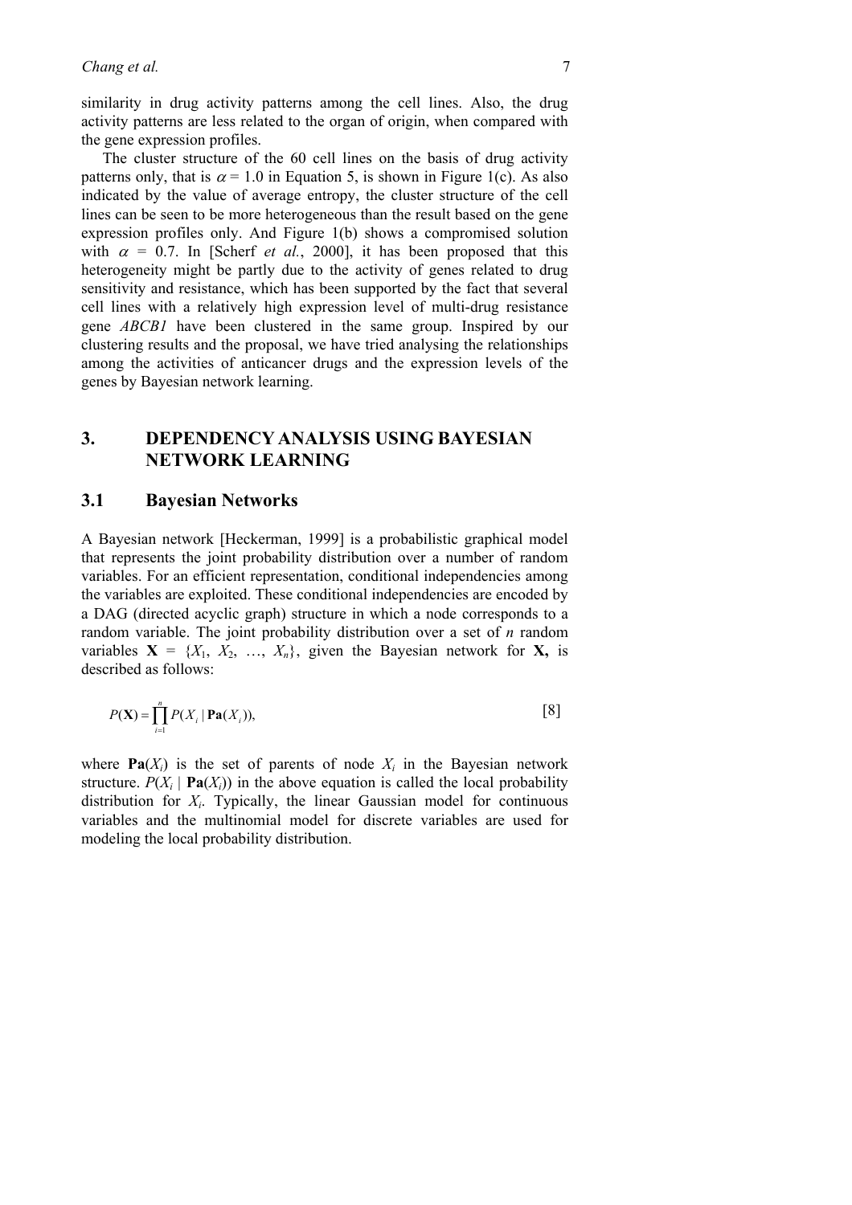similarity in drug activity patterns among the cell lines. Also, the drug activity patterns are less related to the organ of origin, when compared with the gene expression profiles.

The cluster structure of the 60 cell lines on the basis of drug activity patterns only, that is $\alpha = 1.0$ in Equation 5, is shown in Figure 1(c). As also indicated by the value of average entropy, the cluster structure of the cell lines can be seen to be more heterogeneous than the result based on the gene expression profiles only. And Figure 1(b) shows a compromised solution with $\alpha = 0.7$. In [Scherf *et al.*, 2000], it has been proposed that this heterogeneity might be partly due to the activity of genes related to drug sensitivity and resistance, which has been supported by the fact that several cell lines with a relatively high expression level of multi-drug resistance gene *ABCB1* have been clustered in the same group. Inspired by our clustering results and the proposal, we have tried analysing the relationships among the activities of anticancer drugs and the expression levels of the genes by Bayesian network learning.

## 3. DEPENDENCY ANALYSIS USING BAYESIAN NETWORK LEARNING

### 3.1 Bayesian Networks

A Bayesian network [Heckerman, 1999] is a probabilistic graphical model that represents the joint probability distribution over a number of random variables. For an efficient representation, conditional independencies among the variables are exploited. These conditional independencies are encoded by a DAG (directed acyclic graph) structure in which a node corresponds to a random variable. The joint probability distribution over a set of $n$ random variables $\mathbf{X} = \{X_1, X_2, \ldots, X_n\}$, given the Bayesian network for $\mathbf{X}$, is described as follows:

$$P(\mathbf{X}) = \prod_{i=1}^{n} P(X_i \mid \mathbf{Pa}(X_i)), \qquad [8]$$

where $\mathbf{Pa}(X_i)$ is the set of parents of node $X_i$ in the Bayesian network structure. $P(X_i \mid \mathbf{Pa}(X_i))$ in the above equation is called the local probability distribution for $X_i$. Typically, the linear Gaussian model for continuous variables and the multinomial model for discrete variables are used for modeling the local probability distribution.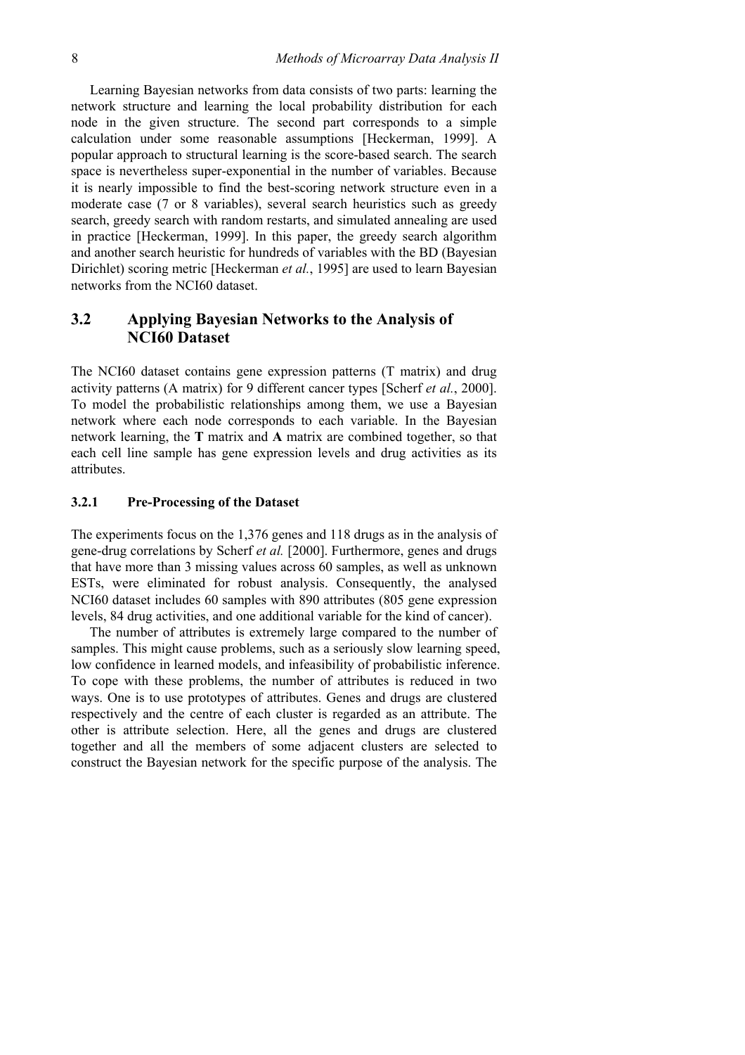Learning Bayesian networks from data consists of two parts: learning the network structure and learning the local probability distribution for each node in the given structure. The second part corresponds to a simple calculation under some reasonable assumptions [Heckerman, 1999]. A popular approach to structural learning is the score-based search. The search space is nevertheless super-exponential in the number of variables. Because it is nearly impossible to find the best-scoring network structure even in a moderate case (7 or 8 variables), several search heuristics such as greedy search, greedy search with random restarts, and simulated annealing are used in practice [Heckerman, 1999]. In this paper, the greedy search algorithm and another search heuristic for hundreds of variables with the BD (Bayesian Dirichlet) scoring metric [Heckerman *et al.*, 1995] are used to learn Bayesian networks from the NCI60 dataset.

## 3.2 Applying Bayesian Networks to the Analysis of NCI60 Dataset

The NCI60 dataset contains gene expression patterns (T matrix) and drug activity patterns (A matrix) for 9 different cancer types [Scherf *et al.*, 2000]. To model the probabilistic relationships among them, we use a Bayesian network where each node corresponds to each variable. In the Bayesian network learning, the **T** matrix and **A** matrix are combined together, so that each cell line sample has gene expression levels and drug activities as its attributes.

### 3.2.1 Pre-Processing of the Dataset

The experiments focus on the 1,376 genes and 118 drugs as in the analysis of gene-drug correlations by Scherf *et al.* [2000]. Furthermore, genes and drugs that have more than 3 missing values across 60 samples, as well as unknown ESTs, were eliminated for robust analysis. Consequently, the analysed NCI60 dataset includes 60 samples with 890 attributes (805 gene expression levels, 84 drug activities, and one additional variable for the kind of cancer).

The number of attributes is extremely large compared to the number of samples. This might cause problems, such as a seriously slow learning speed, low confidence in learned models, and infeasibility of probabilistic inference. To cope with these problems, the number of attributes is reduced in two ways. One is to use prototypes of attributes. Genes and drugs are clustered respectively and the centre of each cluster is regarded as an attribute. The other is attribute selection. Here, all the genes and drugs are clustered together and all the members of some adjacent clusters are selected to construct the Bayesian network for the specific purpose of the analysis. The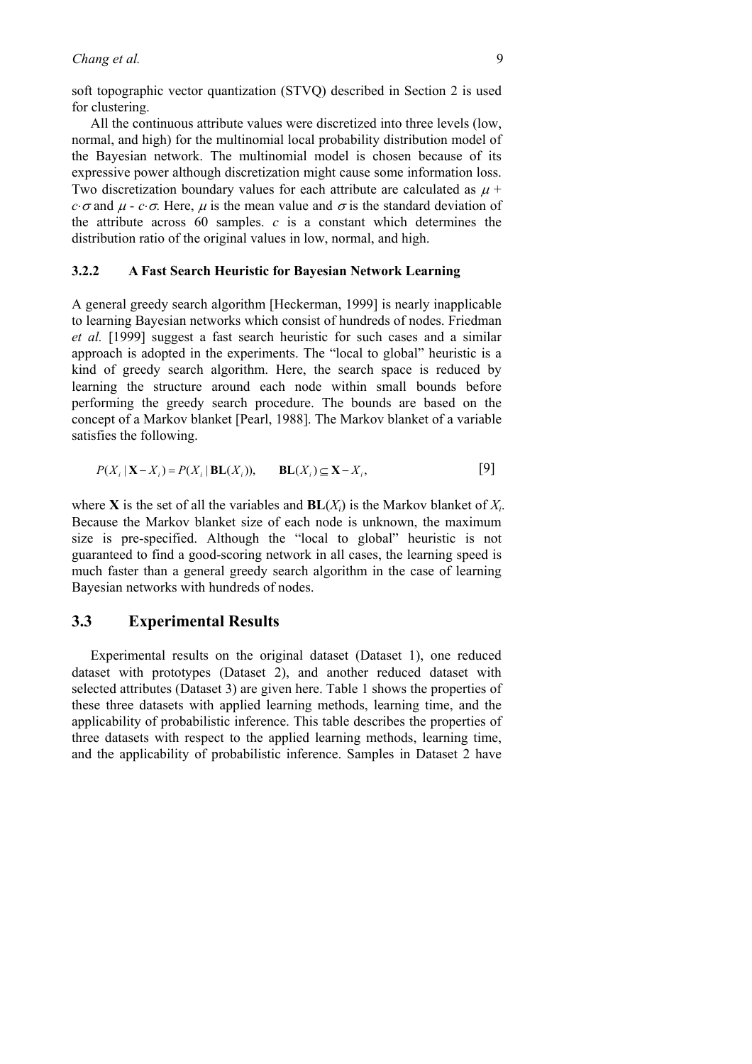soft topographic vector quantization (STVQ) described in Section 2 is used for clustering.

All the continuous attribute values were discretized into three levels (low, normal, and high) for the multinomial local probability distribution model of the Bayesian network. The multinomial model is chosen because of its expressive power although discretization might cause some information loss. Two discretization boundary values for each attribute are calculated as $\mu + c \cdot \sigma$ and $\mu - c \cdot \sigma$. Here, $\mu$ is the mean value and $\sigma$ is the standard deviation of the attribute across 60 samples. $c$ is a constant which determines the distribution ratio of the original values in low, normal, and high.

### 3.2.2 A Fast Search Heuristic for Bayesian Network Learning

A general greedy search algorithm [Heckerman, 1999] is nearly inapplicable to learning Bayesian networks which consist of hundreds of nodes. Friedman *et al.* [1999] suggest a fast search heuristic for such cases and a similar approach is adopted in the experiments. The "local to global" heuristic is a kind of greedy search algorithm. Here, the search space is reduced by learning the structure around each node within small bounds before performing the greedy search procedure. The bounds are based on the concept of a Markov blanket [Pearl, 1988]. The Markov blanket of a variable satisfies the following.

$$P(X_i \mid \mathbf{X} - X_i) = P(X_i \mid \mathbf{BL}(X_i)), \qquad \mathbf{BL}(X_i) \subseteq \mathbf{X} - X_i, \tag{9}$$

where $\mathbf{X}$ is the set of all the variables and $\mathbf{BL}(X_i)$ is the Markov blanket of $X_i$. Because the Markov blanket size of each node is unknown, the maximum size is pre-specified. Although the "local to global" heuristic is not guaranteed to find a good-scoring network in all cases, the learning speed is much faster than a general greedy search algorithm in the case of learning Bayesian networks with hundreds of nodes.

## 3.3 Experimental Results

Experimental results on the original dataset (Dataset 1), one reduced dataset with prototypes (Dataset 2), and another reduced dataset with selected attributes (Dataset 3) are given here. Table 1 shows the properties of these three datasets with applied learning methods, learning time, and the applicability of probabilistic inference. This table describes the properties of three datasets with respect to the applied learning methods, learning time, and the applicability of probabilistic inference. Samples in Dataset 2 have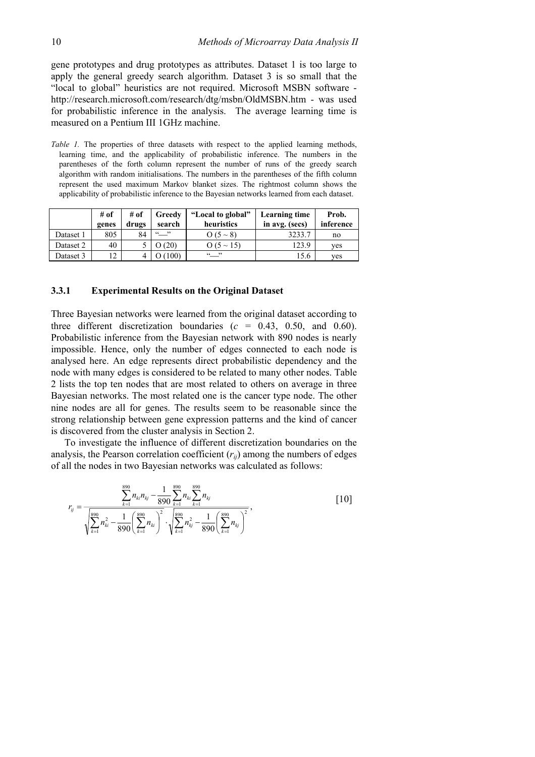gene prototypes and drug prototypes as attributes. Dataset 1 is too large to apply the general greedy search algorithm. Dataset 3 is so small that the "local to global" heuristics are not required. Microsoft MSBN software - http://research.microsoft.com/research/dtg/msbn/OldMSBN.htm - was used for probabilistic inference in the analysis. The average learning time is measured on a Pentium III 1GHz machine.

*Table 1.* The properties of three datasets with respect to the applied learning methods, learning time, and the applicability of probabilistic inference. The numbers in the parentheses of the forth column represent the number of runs of the greedy search algorithm with random initialisations. The numbers in the parentheses of the fifth column represent the used maximum Markov blanket sizes. The rightmost column shows the applicability of probabilistic inference to the Bayesian networks learned from each dataset.

| | # of genes | # of drugs | Greedy search | "Local to global" heuristics | Learning time in avg. (secs) | Prob. inference |
|---|---|---|---|---|---|---|
| Dataset 1 | 805 | 84 | "—" | O (5 ~ 8) | 3233.7 | no |
| Dataset 2 | 40 | 5 | O (20) | O (5 ~ 15) | 123.9 | yes |
| Dataset 3 | 12 | 4 | O (100) | "—" | 15.6 | yes |

### 3.3.1 Experimental Results on the Original Dataset

Three Bayesian networks were learned from the original dataset according to three different discretization boundaries ($c$ = 0.43, 0.50, and 0.60). Probabilistic inference from the Bayesian network with 890 nodes is nearly impossible. Hence, only the number of edges connected to each node is analysed here. An edge represents direct probabilistic dependency and the node with many edges is considered to be related to many other nodes. Table 2 lists the top ten nodes that are most related to others on average in three Bayesian networks. The most related one is the cancer type node. The other nine nodes are all for genes. The results seem to be reasonable since the strong relationship between gene expression patterns and the kind of cancer is discovered from the cluster analysis in Section 2.

To investigate the influence of different discretization boundaries on the analysis, the Pearson correlation coefficient ($r_{ij}$) among the numbers of edges of all the nodes in two Bayesian networks was calculated as follows:

$$r_{ij} = \frac{\sum_{k=1}^{890} n_{ki} n_{kj} - \frac{1}{890} \sum_{k=1}^{890} n_{ki} \sum_{k=1}^{890} n_{kj}}{\sqrt{\sum_{k=1}^{890} n_{ki}^2 - \frac{1}{890} \left( \sum_{k=1}^{890} n_{ki} \right)^2} \cdot \sqrt{\sum_{k=1}^{890} n_{kj}^2 - \frac{1}{890} \left( \sum_{k=1}^{890} n_{kj} \right)^2}}, \quad [10]$$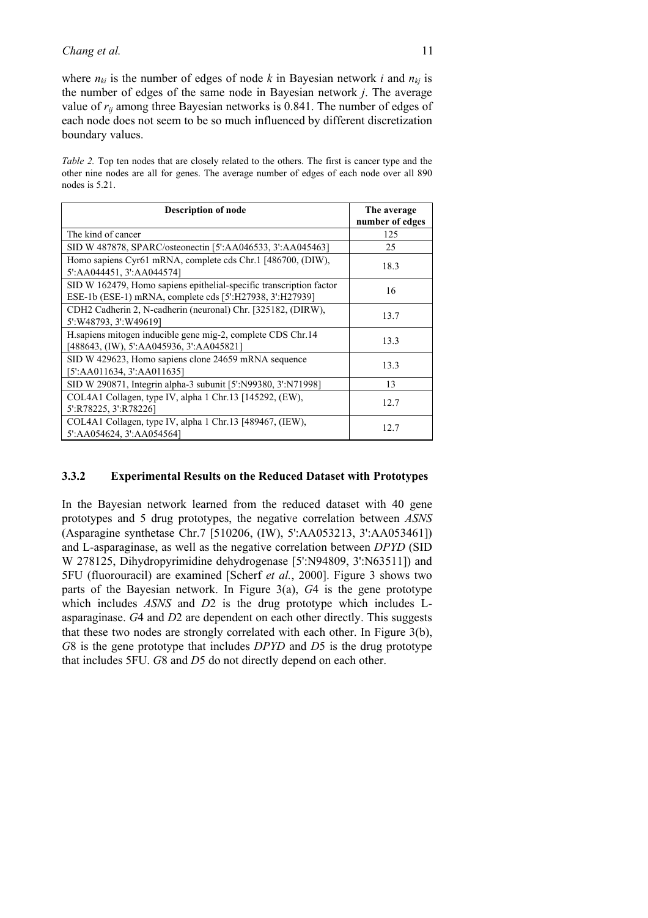where $n_{ki}$ is the number of edges of node $k$ in Bayesian network $i$ and $n_{kj}$ is the number of edges of the same node in Bayesian network $j$. The average value of $r_{ij}$ among three Bayesian networks is 0.841. The number of edges of each node does not seem to be so much influenced by different discretization boundary values.

*Table 2.* Top ten nodes that are closely related to the others. The first is cancer type and the other nine nodes are all for genes. The average number of edges of each node over all 890 nodes is 5.21.

| Description of node | The average number of edges |
|---|---|
| The kind of cancer | 125 |
| SID W 487878, SPARC/osteonectin [5':AA046533, 3':AA045463] | 25 |
| Homo sapiens Cyr61 mRNA, complete cds Chr.1 [486700, (DIW), 5':AA044451, 3':AA044574] | 18.3 |
| SID W 162479, Homo sapiens epithelial-specific transcription factor ESE-1b (ESE-1) mRNA, complete cds [5':H27938, 3':H27939] | 16 |
| CDH2 Cadherin 2, N-cadherin (neuronal) Chr. [325182, (DIRW), 5':W48793, 3':W49619] | 13.7 |
| H.sapiens mitogen inducible gene mig-2, complete CDS Chr.14 [488643, (IW), 5':AA045936, 3':AA045821] | 13.3 |
| SID W 429623, Homo sapiens clone 24659 mRNA sequence [5':AA011634, 3':AA011635] | 13.3 |
| SID W 290871, Integrin alpha-3 subunit [5':N99380, 3':N71998] | 13 |
| COL4A1 Collagen, type IV, alpha 1 Chr.13 [145292, (EW), 5':R78225, 3':R78226] | 12.7 |
| COL4A1 Collagen, type IV, alpha 1 Chr.13 [489467, (IEW), 5':AA054624, 3':AA054564] | 12.7 |

### 3.3.2 Experimental Results on the Reduced Dataset with Prototypes

In the Bayesian network learned from the reduced dataset with 40 gene prototypes and 5 drug prototypes, the negative correlation between *ASNS* (Asparagine synthetase Chr.7 [510206, (IW), 5':AA053213, 3':AA053461]) and L-asparaginase, as well as the negative correlation between *DPYD* (SID W 278125, Dihydropyrimidine dehydrogenase [5':N94809, 3':N63511]) and 5FU (fluorouracil) are examined [Scherf *et al.*, 2000]. Figure 3 shows two parts of the Bayesian network. In Figure 3(a), *G*4 is the gene prototype which includes *ASNS* and *D*2 is the drug prototype which includes L-asparaginase. *G*4 and *D*2 are dependent on each other directly. This suggests that these two nodes are strongly correlated with each other. In Figure 3(b), *G*8 is the gene prototype that includes *DPYD* and *D*5 is the drug prototype that includes 5FU. *G*8 and *D*5 do not directly depend on each other.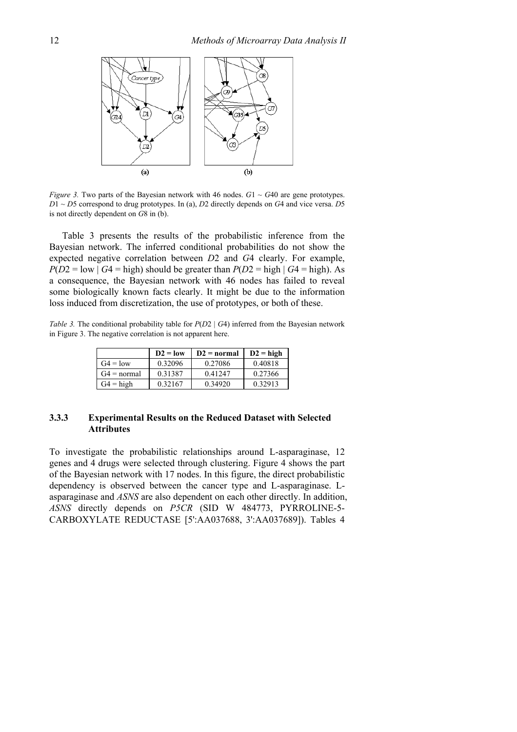*Figure 3.* Two parts of the Bayesian network with 46 nodes. $G1 \sim G40$ are gene prototypes. $D1 \sim D5$ correspond to drug prototypes. In (a), $D2$ directly depends on $G4$ and vice versa. $D5$ is not directly dependent on $G8$ in (b).

Table 3 presents the results of the probabilistic inference from the Bayesian network. The inferred conditional probabilities do not show the expected negative correlation between $D2$ and $G4$ clearly. For example, $P(D2 = \text{low} \mid G4 = \text{high})$ should be greater than $P(D2 = \text{high} \mid G4 = \text{high})$. As a consequence, the Bayesian network with 46 nodes has failed to reveal some biologically known facts clearly. It might be due to the information loss induced from discretization, the use of prototypes, or both of these.

*Table 3.* The conditional probability table for $P(D2 \mid G4)$ inferred from the Bayesian network in Figure 3. The negative correlation is not apparent here.

| | D2 = low | D2 = normal | D2 = high |
|---|---|---|---|
| G4 = low | 0.32096 | 0.27086 | 0.40818 |
| G4 = normal | 0.31387 | 0.41247 | 0.27366 |
| G4 = high | 0.32167 | 0.34920 | 0.32913 |

### 3.3.3 Experimental Results on the Reduced Dataset with Selected Attributes

To investigate the probabilistic relationships around L-asparaginase, 12 genes and 4 drugs were selected through clustering. Figure 4 shows the part of the Bayesian network with 17 nodes. In this figure, the direct probabilistic dependency is observed between the cancer type and L-asparaginase. L-asparaginase and *ASNS* are also dependent on each other directly. In addition, *ASNS* directly depends on *P5CR* (SID W 484773, PYRROLINE-5-CARBOXYLATE REDUCTASE [5':AA037688, 3':AA037689]). Tables 4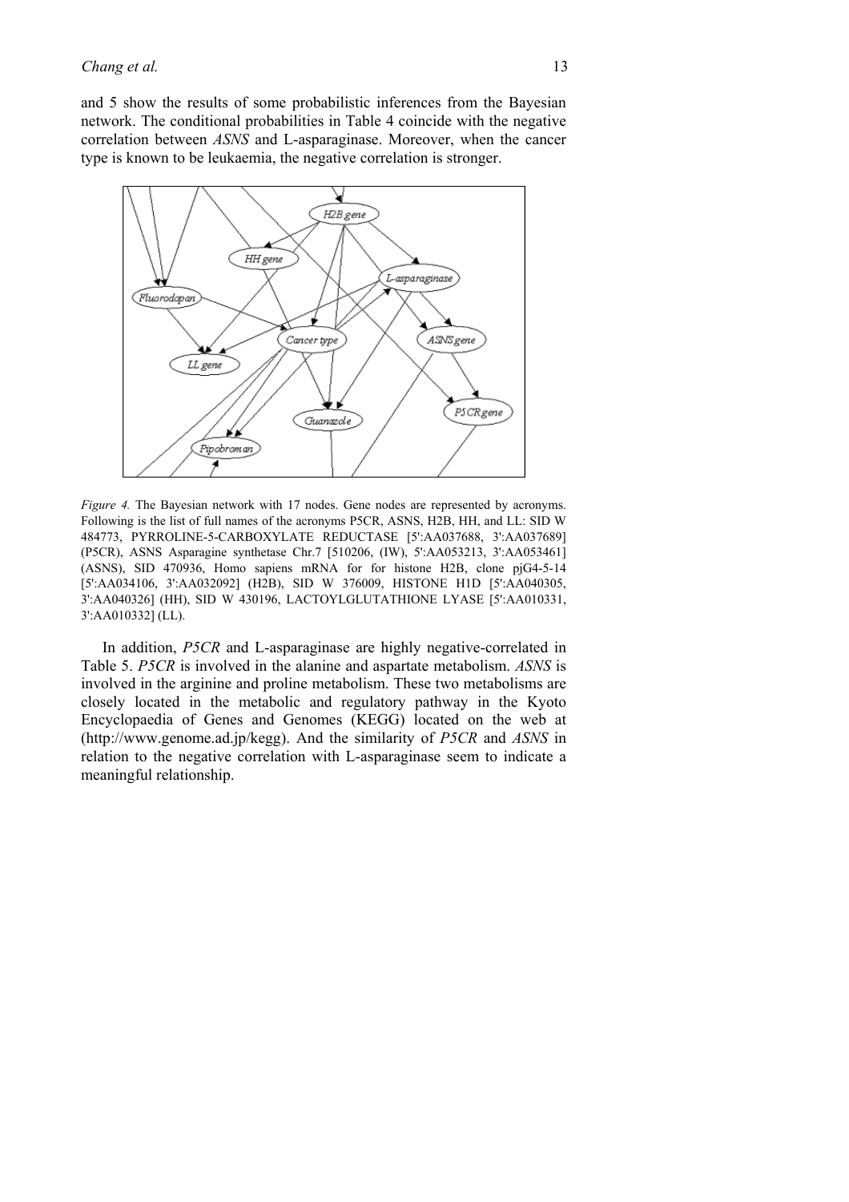and 5 show the results of some probabilistic inferences from the Bayesian network. The conditional probabilities in Table 4 coincide with the negative correlation between *ASNS* and L-asparaginase. Moreover, when the cancer type is known to be leukaemia, the negative correlation is stronger.

*Figure 4.* The Bayesian network with 17 nodes. Gene nodes are represented by acronyms. Following is the list of full names of the acronyms P5CR, ASNS, H2B, HH, and LL: SID W 484773, PYRROLINE-5-CARBOXYLATE REDUCTASE [5':AA037688, 3':AA037689] (P5CR), ASNS Asparagine synthetase Chr.7 [510206, (IW), 5':AA053213, 3':AA053461] (ASNS), SID 470936, Homo sapiens mRNA for for histone H2B, clone pjG4-5-14 [5':AA034106, 3':AA032092] (H2B), SID W 376009, HISTONE H1D [5':AA040305, 3':AA040326] (HH), SID W 430196, LACTOYLGLUTATHIONE LYASE [5':AA010331, 3':AA010332] (LL).

In addition, *P5CR* and L-asparaginase are highly negative-correlated in Table 5. *P5CR* is involved in the alanine and aspartate metabolism. *ASNS* is involved in the arginine and proline metabolism. These two metabolisms are closely located in the metabolic and regulatory pathway in the Kyoto Encyclopaedia of Genes and Genomes (KEGG) located on the web at (http://www.genome.ad.jp/kegg). And the similarity of *P5CR* and *ASNS* in relation to the negative correlation with L-asparaginase seem to indicate a meaningful relationship.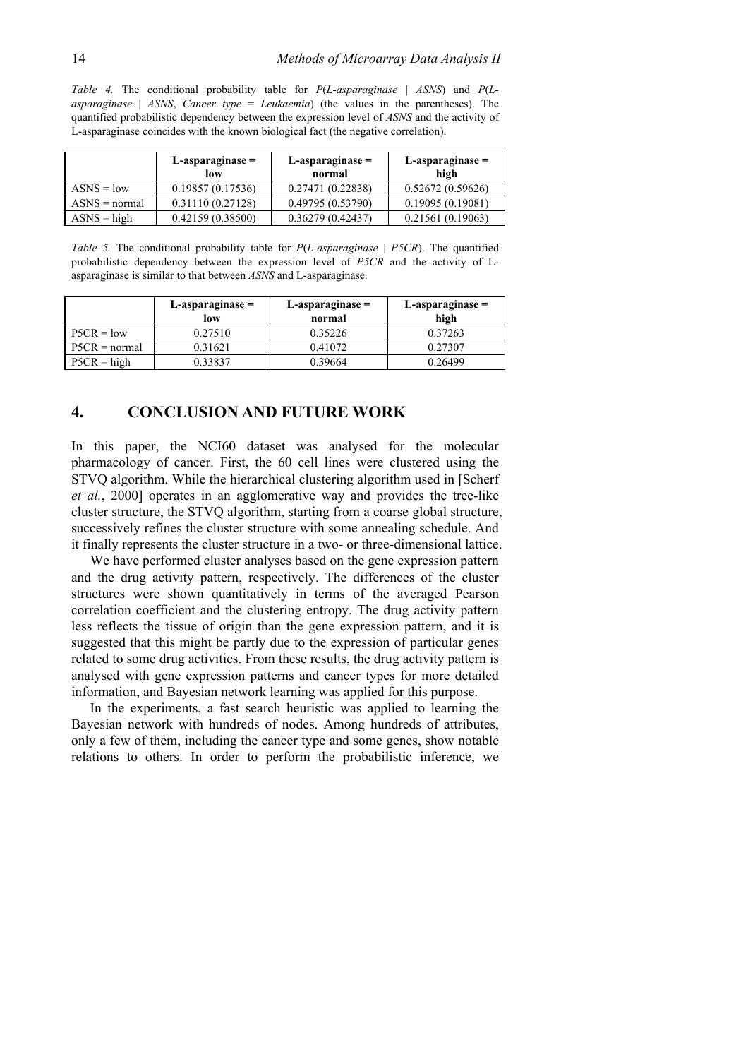*Table 4.* The conditional probability table for *P*(*L-asparaginase* | *ASNS*) and *P*(*L-asparaginase* | *ASNS*, *Cancer type* = *Leukaemia*) (the values in the parentheses). The quantified probabilistic dependency between the expression level of *ASNS* and the activity of L-asparaginase coincides with the known biological fact (the negative correlation).

| | **L-asparaginase = low** | **L-asparaginase = normal** | **L-asparaginase = high** |
|---|---|---|---|
| ASNS = low | 0.19857 (0.17536) | 0.27471 (0.22838) | 0.52672 (0.59626) |
| ASNS = normal | 0.31110 (0.27128) | 0.49795 (0.53790) | 0.19095 (0.19081) |
| ASNS = high | 0.42159 (0.38500) | 0.36279 (0.42437) | 0.21561 (0.19063) |

*Table 5.* The conditional probability table for *P*(*L-asparaginase* | *P5CR*). The quantified probabilistic dependency between the expression level of *P5CR* and the activity of L-asparaginase is similar to that between *ASNS* and L-asparaginase.

| | **L-asparaginase = low** | **L-asparaginase = normal** | **L-asparaginase = high** |
|---|---|---|---|
| P5CR = low | 0.27510 | 0.35226 | 0.37263 |
| P5CR = normal | 0.31621 | 0.41072 | 0.27307 |
| P5CR = high | 0.33837 | 0.39664 | 0.26499 |

## 4. CONCLUSION AND FUTURE WORK

In this paper, the NCI60 dataset was analysed for the molecular pharmacology of cancer. First, the 60 cell lines were clustered using the STVQ algorithm. While the hierarchical clustering algorithm used in [Scherf *et al.*, 2000] operates in an agglomerative way and provides the tree-like cluster structure, the STVQ algorithm, starting from a coarse global structure, successively refines the cluster structure with some annealing schedule. And it finally represents the cluster structure in a two- or three-dimensional lattice.

We have performed cluster analyses based on the gene expression pattern and the drug activity pattern, respectively. The differences of the cluster structures were shown quantitatively in terms of the averaged Pearson correlation coefficient and the clustering entropy. The drug activity pattern less reflects the tissue of origin than the gene expression pattern, and it is suggested that this might be partly due to the expression of particular genes related to some drug activities. From these results, the drug activity pattern is analysed with gene expression patterns and cancer types for more detailed information, and Bayesian network learning was applied for this purpose.

In the experiments, a fast search heuristic was applied to learning the Bayesian network with hundreds of nodes. Among hundreds of attributes, only a few of them, including the cancer type and some genes, show notable relations to others. In order to perform the probabilistic inference, we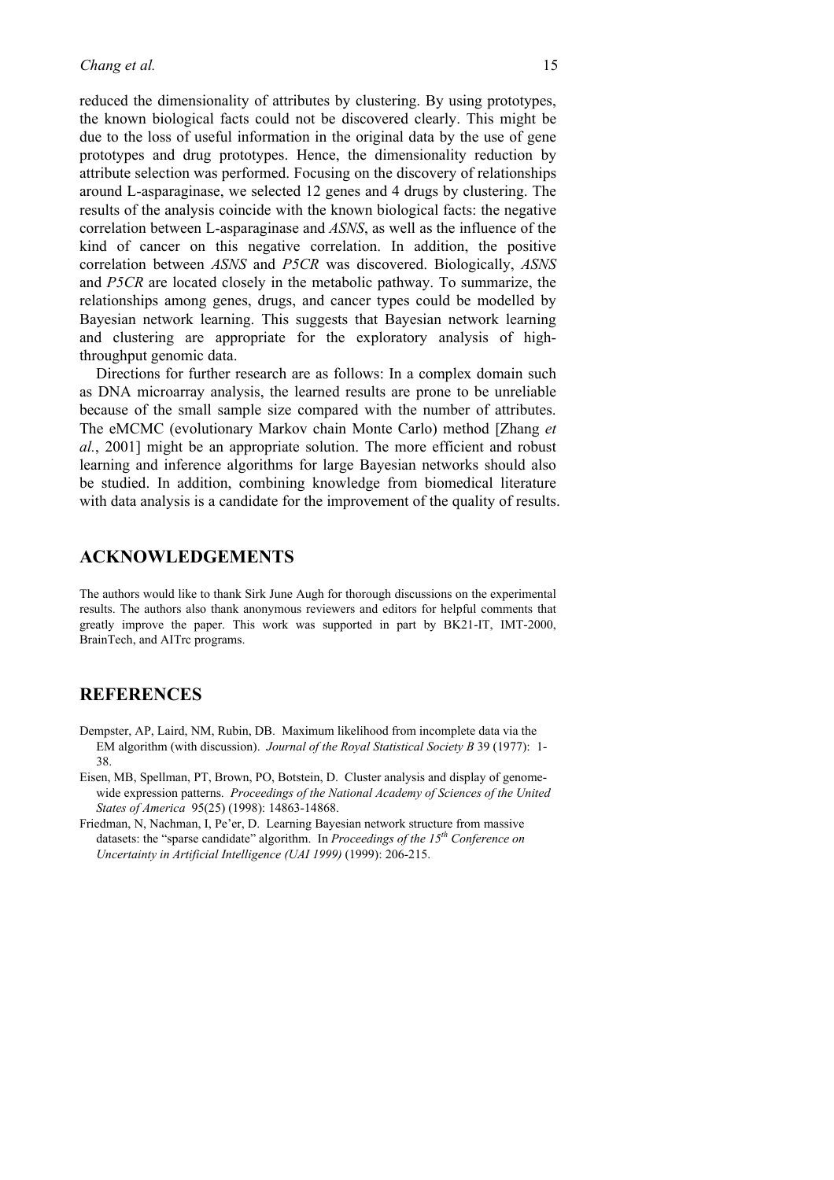reduced the dimensionality of attributes by clustering. By using prototypes, the known biological facts could not be discovered clearly. This might be due to the loss of useful information in the original data by the use of gene prototypes and drug prototypes. Hence, the dimensionality reduction by attribute selection was performed. Focusing on the discovery of relationships around L-asparaginase, we selected 12 genes and 4 drugs by clustering. The results of the analysis coincide with the known biological facts: the negative correlation between L-asparaginase and *ASNS*, as well as the influence of the kind of cancer on this negative correlation. In addition, the positive correlation between *ASNS* and *P5CR* was discovered. Biologically, *ASNS* and *P5CR* are located closely in the metabolic pathway. To summarize, the relationships among genes, drugs, and cancer types could be modelled by Bayesian network learning. This suggests that Bayesian network learning and clustering are appropriate for the exploratory analysis of high-throughput genomic data.

Directions for further research are as follows: In a complex domain such as DNA microarray analysis, the learned results are prone to be unreliable because of the small sample size compared with the number of attributes. The eMCMC (evolutionary Markov chain Monte Carlo) method [Zhang *et al.*, 2001] might be an appropriate solution. The more efficient and robust learning and inference algorithms for large Bayesian networks should also be studied. In addition, combining knowledge from biomedical literature with data analysis is a candidate for the improvement of the quality of results.

## ACKNOWLEDGEMENTS

The authors would like to thank Sirk June Augh for thorough discussions on the experimental results. The authors also thank anonymous reviewers and editors for helpful comments that greatly improve the paper. This work was supported in part by BK21-IT, IMT-2000, BrainTech, and AITrc programs.

## REFERENCES

Dempster, AP, Laird, NM, Rubin, DB. Maximum likelihood from incomplete data via the EM algorithm (with discussion). *Journal of the Royal Statistical Society B* 39 (1977): 1-38.

Eisen, MB, Spellman, PT, Brown, PO, Botstein, D. Cluster analysis and display of genome-wide expression patterns. *Proceedings of the National Academy of Sciences of the United States of America* 95(25) (1998): 14863-14868.

Friedman, N, Nachman, I, Pe'er, D. Learning Bayesian network structure from massive datasets: the "sparse candidate" algorithm. In *Proceedings of the 15th Conference on Uncertainty in Artificial Intelligence (UAI 1999)* (1999): 206-215.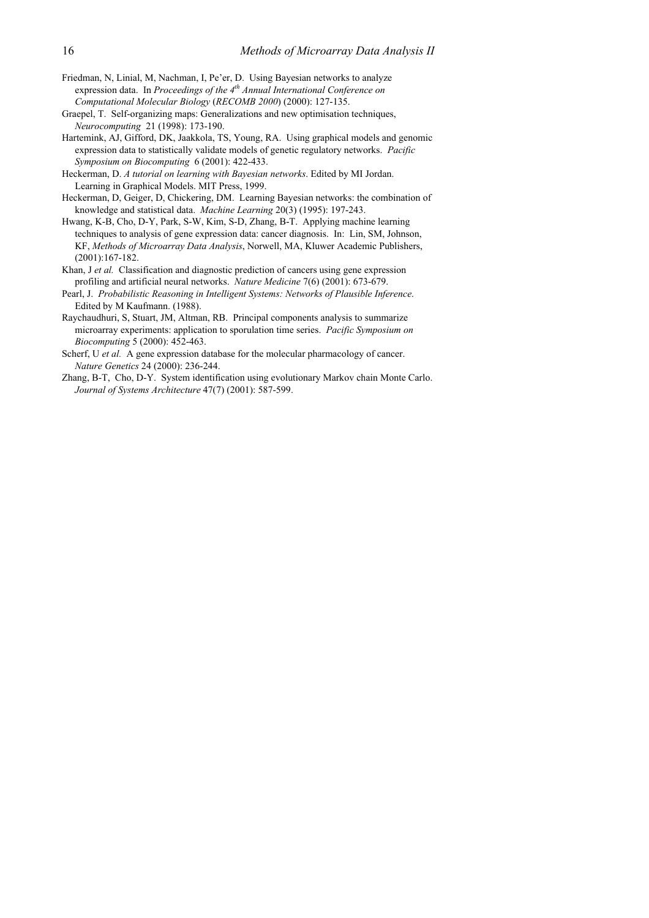Friedman, N, Linial, M, Nachman, I, Pe'er, D. Using Bayesian networks to analyze expression data. In *Proceedings of the 4th Annual International Conference on Computational Molecular Biology* (*RECOMB 2000*) (2000): 127-135.

Graepel, T. Self-organizing maps: Generalizations and new optimisation techniques, *Neurocomputing* 21 (1998): 173-190.

Hartemink, AJ, Gifford, DK, Jaakkola, TS, Young, RA. Using graphical models and genomic expression data to statistically validate models of genetic regulatory networks. *Pacific Symposium on Biocomputing* 6 (2001): 422-433.

Heckerman, D. *A tutorial on learning with Bayesian networks*. Edited by MI Jordan. Learning in Graphical Models. MIT Press, 1999.

Heckerman, D, Geiger, D, Chickering, DM. Learning Bayesian networks: the combination of knowledge and statistical data. *Machine Learning* 20(3) (1995): 197-243.

Hwang, K-B, Cho, D-Y, Park, S-W, Kim, S-D, Zhang, B-T. Applying machine learning techniques to analysis of gene expression data: cancer diagnosis. In: Lin, SM, Johnson, KF, *Methods of Microarray Data Analysis*, Norwell, MA, Kluwer Academic Publishers, (2001):167-182.

Khan, J *et al.* Classification and diagnostic prediction of cancers using gene expression profiling and artificial neural networks. *Nature Medicine* 7(6) (2001): 673-679.

Pearl, J. *Probabilistic Reasoning in Intelligent Systems: Networks of Plausible Inference*. Edited by M Kaufmann. (1988).

Raychaudhuri, S, Stuart, JM, Altman, RB. Principal components analysis to summarize microarray experiments: application to sporulation time series. *Pacific Symposium on Biocomputing* 5 (2000): 452-463.

Scherf, U *et al.* A gene expression database for the molecular pharmacology of cancer. *Nature Genetics* 24 (2000): 236-244.

Zhang, B-T, Cho, D-Y. System identification using evolutionary Markov chain Monte Carlo. *Journal of Systems Architecture* 47(7) (2001): 587-599.